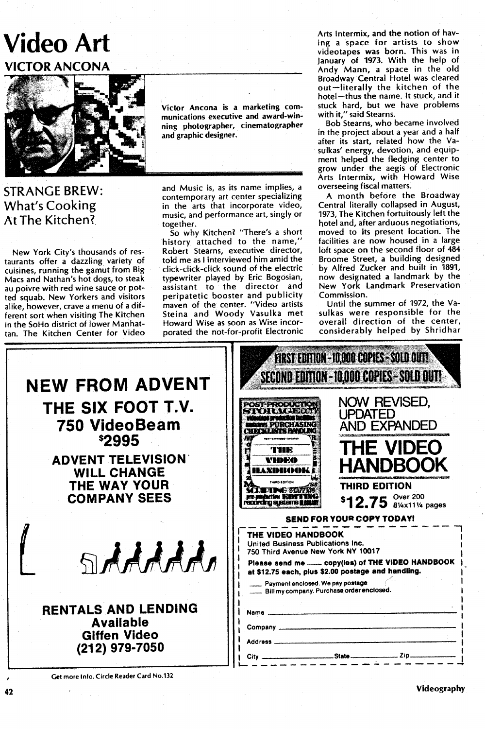# Video Art

## VICTOR ANCONA

Victor Ancona is a marketing communications executive and award-winning photographer, cinematographer and graphic designer.

## STRANGE BREW: What's Cooking At The Kitchen?

New York City's thousands of restaurants offer a dazzling variety of cuisines, running the gamut from Big Macs and Nathan's hot dogs, to steak au poivre with red wine sauce or potted squab. New Yorkers and visitors alike, however, crave a menu of a different sort when visiting The Kitchen in the SoHo district of lower Manhattan. The Kitchen Center for Video and Music is, as its name implies, a contemporary art center specializing in the arts that incorporate video, music, and performance art, singly or together.

So why Kitchen? "There's a short history attached to the name," Robert Stearns, executive director, told me as I interviewed him amid the click-click-click sound of the electric typewriter played by Eric Bogosian, assistant to the director and peripatetic booster and publicity maven of the center. "Video artists Steina and Woody Vasulka met Howard Wise as soon as Wise incorporated the not-for-profit Electronic Arts Intermix, and the notion of having a space for artists to show videotapes was born. This was in January of 1973. With the help of Andy Mann, a space in the old Broadway Central Hotel was cleared out—literally the kitchen of the hotel—thus the name. It stuck, and it stuck hard, but we have problems with it," said Stearns.

Bob Stearns, who became involved in the project about a year and a half after its start, related how the Vasulkas' energy, devotion, and equipment helped the fledging center to grow under the aegis of Electronic Arts Intermix, with Howard Wise overseeing fiscal matters.

A month before the Broadway Central literally collapsed in August, 1973, The Kitchen fortuitously left the hotel and, after arduous negotiations, moved to its present location. The facilities are now housed in a large loft space on the second floor of 484 Broome Street, a building designed by Alfred Zucker and built in 1891, now designated a landmark by the New York Landmark Preservation Commission.

Until the summer of 1972, the Vasulkas were responsible for the overall direction of the center, considerably helped by Shridhar

---

**NEW FROM ADVENT**

**THE SIX FOOT T.V.**

**750 VideoBeam**

**$2995**

**ADVENT TELEVISION WILL CHANGE THE WAY YOUR COMPANY SEES**

**RENTALS AND LENDING Available**

**Giffen Video**

**(212) 979-7050**

Get more Info. Circle Reader Card No.132

---

**FIRST EDITION - 10,000 COPIES - SOLD OUT!**

**SECOND EDITION - 10,000 COPIES - SOLD OUT!**

**NOW REVISED, UPDATED AND EXPANDED**

**THE VIDEO HANDBOOK**

**THIRD EDITION**

**$12.75** Over 200 8¼x11¼ pages

**SEND FOR YOUR COPY TODAY!**

**THE VIDEO HANDBOOK**
United Business Publications Inc.
750 Third Avenue New York NY 10017

**Please send me \_\_\_\_ copy(ies) of THE VIDEO HANDBOOK at $12.75 each, plus $2.00 postage and handling.**

\_\_\_\_ Payment enclosed. We pay postage
\_\_\_\_ Bill my company. Purchase order enclosed.

Name \_\_\_\_\_\_\_\_\_\_\_\_\_\_\_\_\_\_\_\_

Company \_\_\_\_\_\_\_\_\_\_\_\_\_\_\_\_\_\_\_\_

Address \_\_\_\_\_\_\_\_\_\_\_\_\_\_\_\_\_\_\_\_

City \_\_\_\_\_\_\_\_\_\_ State \_\_\_\_\_\_\_\_ Zip \_\_\_\_\_\_\_\_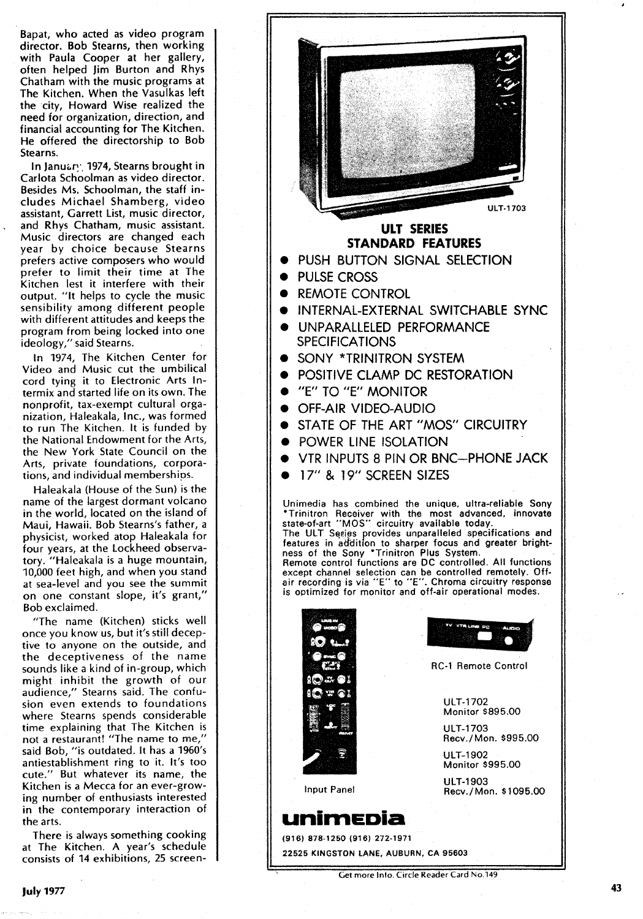Bapat, who acted as video program director. Bob Stearns, then working with Paula Cooper at her gallery, often helped Jim Burton and Rhys Chatham with the music programs at The Kitchen. When the Vasulkas left the city, Howard Wise realized the need for organization, direction, and financial accounting for The Kitchen. He offered the directorship to Bob Stearns.

In January, 1974, Stearns brought in Carlota Schoolman as video director. Besides Ms. Schoolman, the staff includes Michael Shamberg, video assistant, Garrett List, music director, and Rhys Chatham, music assistant. Music directors are changed each year by choice because Stearns prefers active composers who would prefer to limit their time at The Kitchen lest it interfere with their output. "It helps to cycle the music sensibility among different people with different attitudes and keeps the program from being locked into one ideology," said Stearns.

In 1974, The Kitchen Center for Video and Music cut the umbilical cord tying it to Electronic Arts Intermix and started life on its own. The nonprofit, tax-exempt cultural organization, Haleakala, Inc., was formed to run The Kitchen. It is funded by the National Endowment for the Arts, the New York State Council on the Arts, private foundations, corporations, and individual memberships.

Haleakala (House of the Sun) is the name of the largest dormant volcano in the world, located on the island of Maui, Hawaii. Bob Stearns's father, a physicist, worked atop Haleakala for four years, at the Lockheed observatory. "Haleakala is a huge mountain, 10,000 feet high, and when you stand at sea-level and you see the summit on one constant slope, it's grant," Bob exclaimed.

"The name (Kitchen) sticks well once you know us, but it's still deceptive to anyone on the outside, and the deceptiveness of the name sounds like a kind of in-group, which might inhibit the growth of our audience," Stearns said. The confusion even extends to foundations where Stearns spends considerable time explaining that The Kitchen is not a restaurant! "The name to me," said Bob, "is outdated. It has a 1960's antiestablishment ring to it. It's too cute." But whatever its name, the Kitchen is a Mecca for an ever-growing number of enthusiasts interested in the contemporary interaction of the arts.

There is always something cooking at The Kitchen. A year's schedule consists of 14 exhibitions, 25 screen-

---

ULT-1703

## ULT SERIES STANDARD FEATURES

- PUSH BUTTON SIGNAL SELECTION
- PULSE CROSS
- REMOTE CONTROL
- INTERNAL-EXTERNAL SWITCHABLE SYNC
- UNPARALLELED PERFORMANCE SPECIFICATIONS
- SONY *TRINITRON SYSTEM
- POSITIVE CLAMP DC RESTORATION
- "E" TO "E" MONITOR
- OFF-AIR VIDEO-AUDIO
- STATE OF THE ART "MOS" CIRCUITRY
- POWER LINE ISOLATION
- VTR INPUTS 8 PIN OR BNC—PHONE JACK
- 17" & 19" SCREEN SIZES

Unimedia has combined the unique, ultra-reliable Sony *Trinitron Receiver with the most advanced, innovate state-of-art "MOS" circuitry available today.
The ULT Series provides unparalleled specifications and features in addition to sharper focus and greater brightness of the Sony *Trinitron Plus System.
Remote control functions are DC controlled. All functions except channel selection can be controlled remotely. Off-air recording is via "E" to "E". Chroma circuitry response is optimized for monitor and off-air operational modes.

RC-1 Remote Control

Input Panel

ULT-1702
Monitor $895.00

ULT-1703
Recv./Mon. $995.00

ULT-1902
Monitor $995.00

ULT-1903
Recv./Mon. $1095.00

**unimedia**

(916) 878-1250 (916) 272-1971

22525 KINGSTON LANE, AUBURN, CA 95603

Get more Info. Circle Reader Card No.149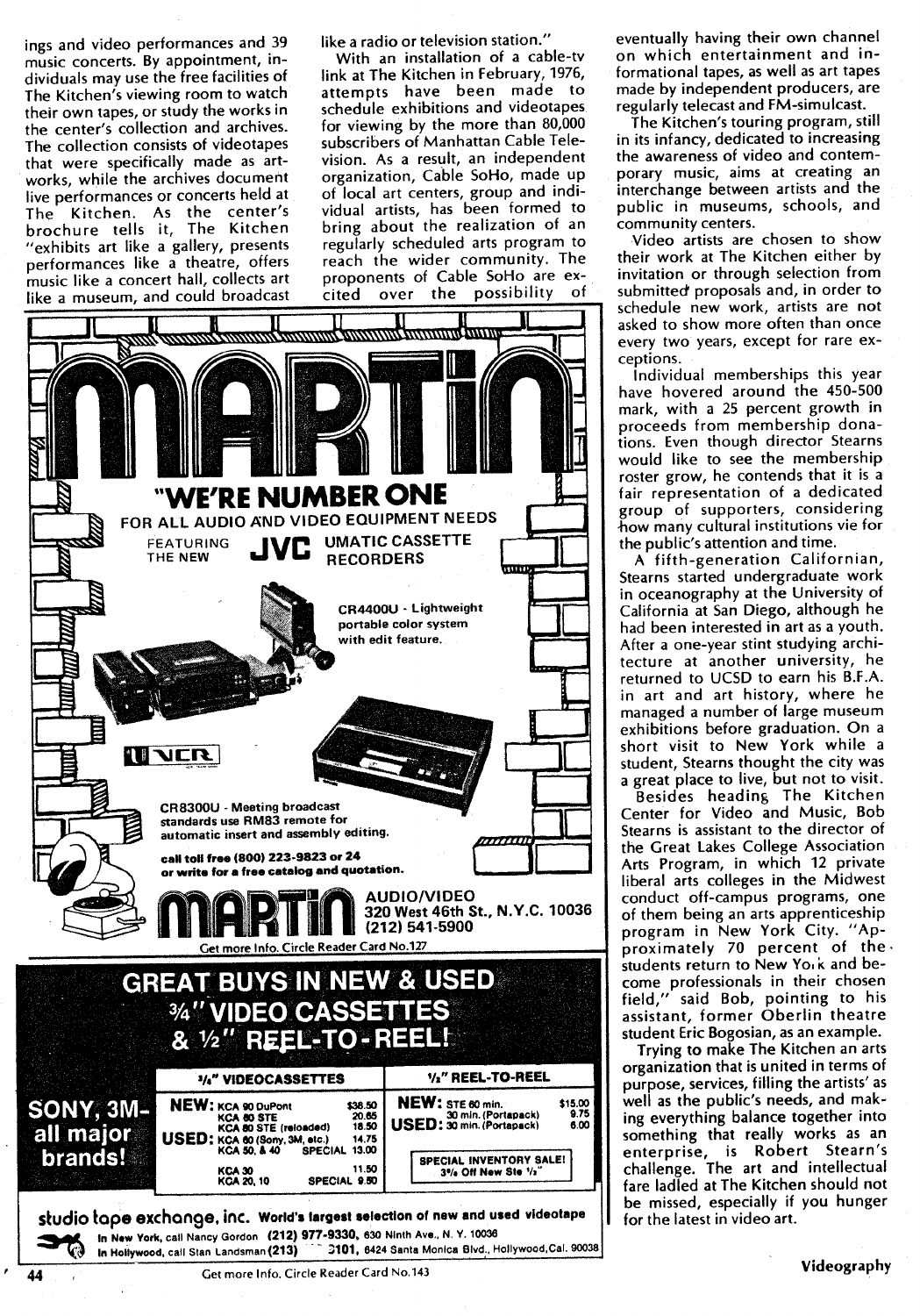ings and video performances and 39 music concerts. By appointment, individuals may use the free facilities of The Kitchen's viewing room to watch their own tapes, or study the works in the center's collection and archives. The collection consists of videotapes that were specifically made as artworks, while the archives document live performances or concerts held at The Kitchen. As the center's brochure tells it, The Kitchen "exhibits art like a gallery, presents performances like a theatre, offers music like a concert hall, collects art like a museum, and could broadcast like a radio or television station."

With an installation of a cable-tv link at The Kitchen in February, 1976, attempts have been made to schedule exhibitions and videotapes for viewing by the more than 80,000 subscribers of Manhattan Cable Television. As a result, an independent organization, Cable SoHo, made up of local art centers, group and individual artists, has been formed to bring about the realization of an regularly scheduled arts program to reach the wider community. The proponents of Cable SoHo are excited over the possibility of eventually having their own channel on which entertainment and informational tapes, as well as art tapes made by independent producers, are regularly telecast and FM-simulcast.

The Kitchen's touring program, still in its infancy, dedicated to increasing the awareness of video and contemporary music, aims at creating an interchange between artists and the public in museums, schools, and community centers.

Video artists are chosen to show their work at The Kitchen either by invitation or through selection from submitted proposals and, in order to schedule new work, artists are not asked to show more often than once every two years, except for rare exceptions.

Individual memberships this year have hovered around the 450-500 mark, with a 25 percent growth in proceeds from membership donations. Even though director Stearns would like to see the membership roster grow, he contends that it is a fair representation of a dedicated group of supporters, considering how many cultural institutions vie for the public's attention and time.

A fifth-generation Californian, Stearns started undergraduate work in oceanography at the University of California at San Diego, although he had been interested in art as a youth. After a one-year stint studying architecture at another university, he returned to UCSD to earn his B.F.A. in art and art history, where he managed a number of large museum exhibitions before graduation. On a short visit to New York while a student, Stearns thought the city was a great place to live, but not to visit.

Besides heading The Kitchen Center for Video and Music, Bob Stearns is assistant to the director of the Great Lakes College Association Arts Program, in which 12 private liberal arts colleges in the Midwest conduct off-campus programs, one of them being an arts apprenticeship program in New York City. "Approximately 70 percent of the students return to New York and become professionals in their chosen field," said Bob, pointing to his assistant, former Oberlin theatre student Eric Bogosian, as an example.

Trying to make The Kitchen an arts organization that is united in terms of purpose, services, filling the artists' as well as the public's needs, and making everything balance together into something that really works as an enterprise, is Robert Stearn's challenge. The art and intellectual fare ladled at The Kitchen should not be missed, especially if you hunger for the latest in video art.

---

# MARTIN

## "WE'RE NUMBER ONE

FOR ALL AUDIO AND VIDEO EQUIPMENT NEEDS

FEATURING THE NEW **JVC** UMATIC CASSETTE RECORDERS

CR4400U - Lightweight portable color system with edit feature.

CR8300U - Meeting broadcast standards use RM83 remote for automatic insert and assembly editing.

**call toll free (800) 223-9823 or 24 or write for a free catalog and quotation.**

**MARTIN** AUDIO/VIDEO
320 West 46th St., N.Y.C. 10036
(212) 541-5900

Get more Info. Circle Reader Card No.127

---

## GREAT BUYS IN NEW & USED ¾" VIDEO CASSETTES & ½" REEL-TO-REEL!

**SONY, 3M- all major brands!**

| ¾" VIDEOCASSETTES | | ½" REEL-TO-REEL | |
|---|---|---|---|
| **NEW:** KCA 90 DuPont | $38.50 | **NEW:** STE 60 min. | $15.00 |
| KCA 60 STE | 20.85 | 30 min. (Portapack) | 9.75 |
| KCA 60 STE (reloaded) | 18.50 | **USED:** 30 min. (Portapack) | 6.00 |
| **USED:** KCA 60 (Sony, 3M, etc.) | 14.75 | | |
| KCA 50, & 40 SPECIAL | 13.00 | SPECIAL INVENTORY SALE! 3% Off New Ste ½" | |
| KCA 30 | 11.50 | | |
| KCA 20, 10 SPECIAL | 9.50 | | |

**studio tape exchange, inc.** World's largest selection of new and used videotape

In New York, call Nancy Gordon (212) 977-9330, 630 Ninth Ave., N. Y. 10036
In Hollywood, call Stan Landsman (213) 3101, 6424 Santa Monica Blvd., Hollywood, Cal. 90038

Get more Info. Circle Reader Card No.143